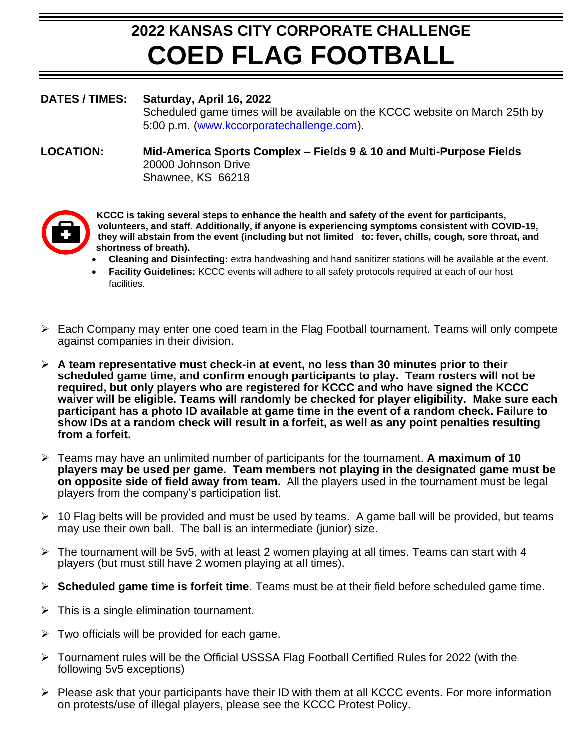# 2022 KANSAS CITY CORPORATE CHALLENGE

# COED FLAG FOOTBALL

**DATES / TIMES:** **Saturday, April 16, 2022**
Scheduled game times will be available on the KCCC website on March 25th by 5:00 p.m. (www.kccorporatechallenge.com).

**LOCATION:** **Mid-America Sports Complex – Fields 9 & 10 and Multi-Purpose Fields**
20000 Johnson Drive
Shawnee, KS 66218

**KCCC is taking several steps to enhance the health and safety of the event for participants, volunteers, and staff. Additionally, if anyone is experiencing symptoms consistent with COVID-19, they will abstain from the event (including but not limited to: fever, chills, cough, sore throat, and shortness of breath).**

- **Cleaning and Disinfecting:** extra handwashing and hand sanitizer stations will be available at the event.
- **Facility Guidelines:** KCCC events will adhere to all safety protocols required at each of our host facilities.

- Each Company may enter one coed team in the Flag Football tournament. Teams will only compete against companies in their division.
- **A team representative must check-in at event, no less than 30 minutes prior to their scheduled game time, and confirm enough participants to play. Team rosters will not be required, but only players who are registered for KCCC and who have signed the KCCC waiver will be eligible. Teams will randomly be checked for player eligibility. Make sure each participant has a photo ID available at game time in the event of a random check. Failure to show IDs at a random check will result in a forfeit, as well as any point penalties resulting from a forfeit.**
- Teams may have an unlimited number of participants for the tournament. **A maximum of 10 players may be used per game. Team members not playing in the designated game must be on opposite side of field away from team.** All the players used in the tournament must be legal players from the company's participation list.
- 10 Flag belts will be provided and must be used by teams. A game ball will be provided, but teams may use their own ball. The ball is an intermediate (junior) size.
- The tournament will be 5v5, with at least 2 women playing at all times. Teams can start with 4 players (but must still have 2 women playing at all times).
- **Scheduled game time is forfeit time**. Teams must be at their field before scheduled game time.
- This is a single elimination tournament.
- Two officials will be provided for each game.
- Tournament rules will be the Official USSSA Flag Football Certified Rules for 2022 (with the following 5v5 exceptions)
- Please ask that your participants have their ID with them at all KCCC events. For more information on protests/use of illegal players, please see the KCCC Protest Policy.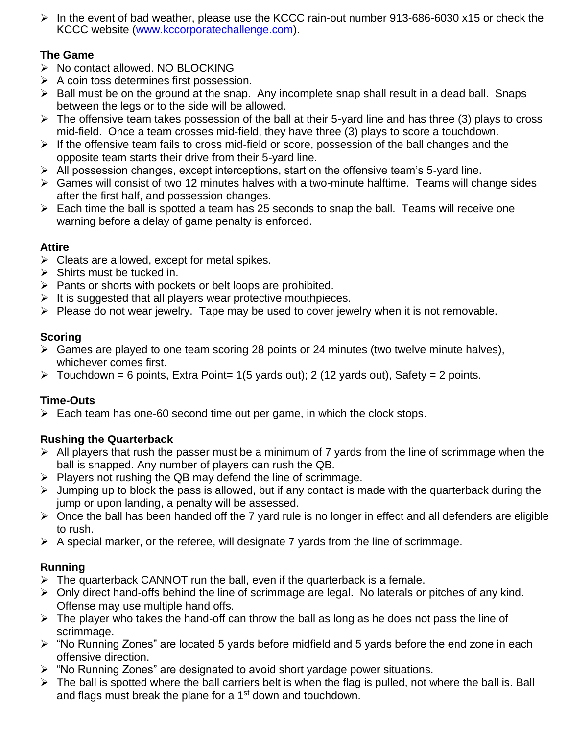- In the event of bad weather, please use the KCCC rain-out number 913-686-6030 x15 or check the KCCC website (www.kccorporatechallenge.com).

**The Game**

- No contact allowed. NO BLOCKING
- A coin toss determines first possession.
- Ball must be on the ground at the snap. Any incomplete snap shall result in a dead ball. Snaps between the legs or to the side will be allowed.
- The offensive team takes possession of the ball at their 5-yard line and has three (3) plays to cross mid-field. Once a team crosses mid-field, they have three (3) plays to score a touchdown.
- If the offensive team fails to cross mid-field or score, possession of the ball changes and the opposite team starts their drive from their 5-yard line.
- All possession changes, except interceptions, start on the offensive team's 5-yard line.
- Games will consist of two 12 minutes halves with a two-minute halftime. Teams will change sides after the first half, and possession changes.
- Each time the ball is spotted a team has 25 seconds to snap the ball. Teams will receive one warning before a delay of game penalty is enforced.

**Attire**

- Cleats are allowed, except for metal spikes.
- Shirts must be tucked in.
- Pants or shorts with pockets or belt loops are prohibited.
- It is suggested that all players wear protective mouthpieces.
- Please do not wear jewelry. Tape may be used to cover jewelry when it is not removable.

**Scoring**

- Games are played to one team scoring 28 points or 24 minutes (two twelve minute halves), whichever comes first.
- Touchdown = 6 points, Extra Point= 1(5 yards out); 2 (12 yards out), Safety = 2 points.

**Time-Outs**

- Each team has one-60 second time out per game, in which the clock stops.

**Rushing the Quarterback**

- All players that rush the passer must be a minimum of 7 yards from the line of scrimmage when the ball is snapped. Any number of players can rush the QB.
- Players not rushing the QB may defend the line of scrimmage.
- Jumping up to block the pass is allowed, but if any contact is made with the quarterback during the jump or upon landing, a penalty will be assessed.
- Once the ball has been handed off the 7 yard rule is no longer in effect and all defenders are eligible to rush.
- A special marker, or the referee, will designate 7 yards from the line of scrimmage.

**Running**

- The quarterback CANNOT run the ball, even if the quarterback is a female.
- Only direct hand-offs behind the line of scrimmage are legal. No laterals or pitches of any kind. Offense may use multiple hand offs.
- The player who takes the hand-off can throw the ball as long as he does not pass the line of scrimmage.
- "No Running Zones" are located 5 yards before midfield and 5 yards before the end zone in each offensive direction.
- "No Running Zones" are designated to avoid short yardage power situations.
- The ball is spotted where the ball carriers belt is when the flag is pulled, not where the ball is. Ball and flags must break the plane for a 1st down and touchdown.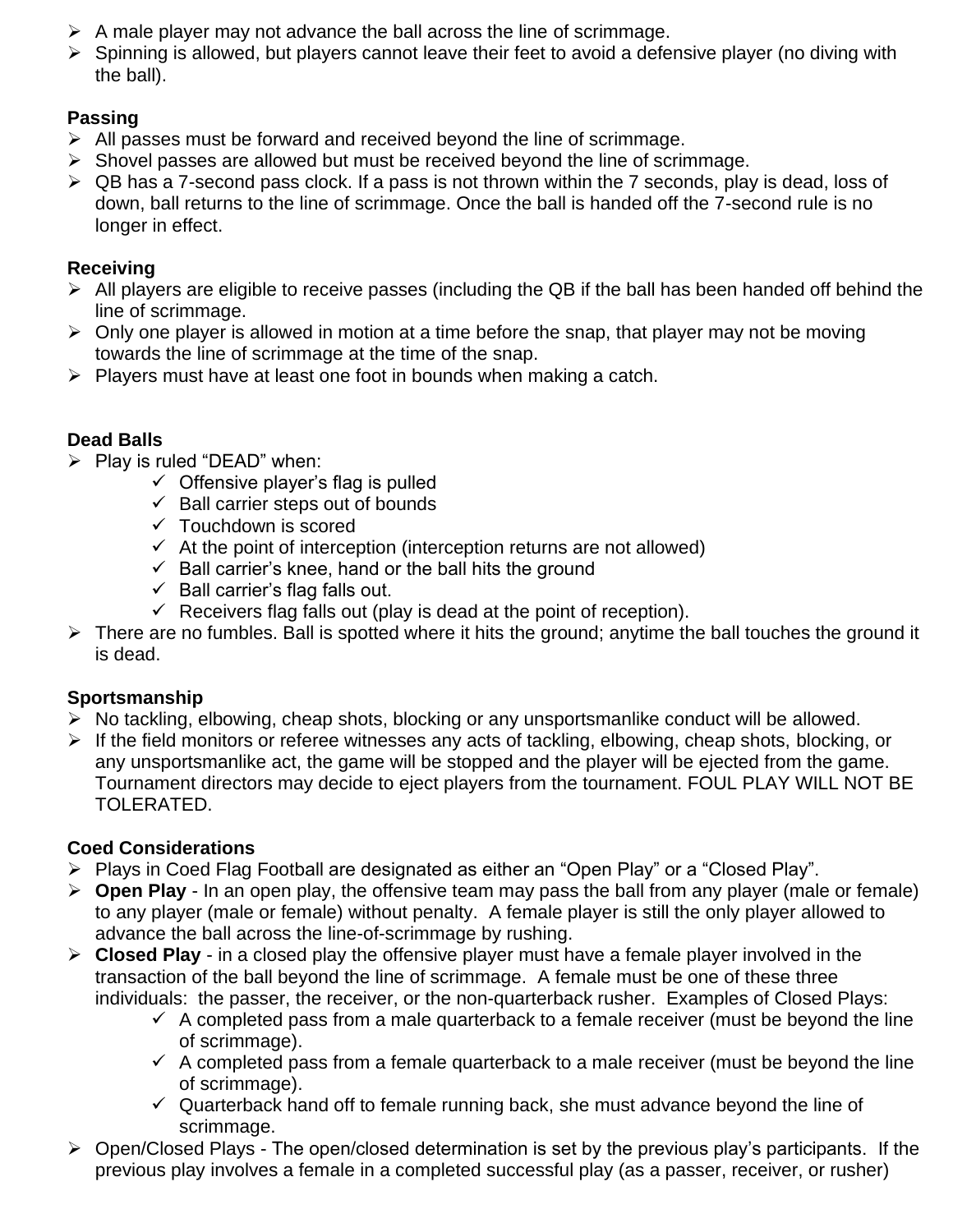- A male player may not advance the ball across the line of scrimmage.
- Spinning is allowed, but players cannot leave their feet to avoid a defensive player (no diving with the ball).

**Passing**

- All passes must be forward and received beyond the line of scrimmage.
- Shovel passes are allowed but must be received beyond the line of scrimmage.
- QB has a 7-second pass clock. If a pass is not thrown within the 7 seconds, play is dead, loss of down, ball returns to the line of scrimmage. Once the ball is handed off the 7-second rule is no longer in effect.

**Receiving**

- All players are eligible to receive passes (including the QB if the ball has been handed off behind the line of scrimmage.
- Only one player is allowed in motion at a time before the snap, that player may not be moving towards the line of scrimmage at the time of the snap.
- Players must have at least one foot in bounds when making a catch.

**Dead Balls**

- Play is ruled "DEAD" when:
  - ✓ Offensive player's flag is pulled
  - ✓ Ball carrier steps out of bounds
  - ✓ Touchdown is scored
  - ✓ At the point of interception (interception returns are not allowed)
  - ✓ Ball carrier's knee, hand or the ball hits the ground
  - ✓ Ball carrier's flag falls out.
  - ✓ Receivers flag falls out (play is dead at the point of reception).
- There are no fumbles. Ball is spotted where it hits the ground; anytime the ball touches the ground it is dead.

**Sportsmanship**

- No tackling, elbowing, cheap shots, blocking or any unsportsmanlike conduct will be allowed.
- If the field monitors or referee witnesses any acts of tackling, elbowing, cheap shots, blocking, or any unsportsmanlike act, the game will be stopped and the player will be ejected from the game. Tournament directors may decide to eject players from the tournament. FOUL PLAY WILL NOT BE TOLERATED.

**Coed Considerations**

- Plays in Coed Flag Football are designated as either an "Open Play" or a "Closed Play".
- **Open Play** - In an open play, the offensive team may pass the ball from any player (male or female) to any player (male or female) without penalty. A female player is still the only player allowed to advance the ball across the line-of-scrimmage by rushing.
- **Closed Play** - in a closed play the offensive player must have a female player involved in the transaction of the ball beyond the line of scrimmage. A female must be one of these three individuals: the passer, the receiver, or the non-quarterback rusher. Examples of Closed Plays:
  - ✓ A completed pass from a male quarterback to a female receiver (must be beyond the line of scrimmage).
  - ✓ A completed pass from a female quarterback to a male receiver (must be beyond the line of scrimmage).
  - ✓ Quarterback hand off to female running back, she must advance beyond the line of scrimmage.
- Open/Closed Plays - The open/closed determination is set by the previous play's participants. If the previous play involves a female in a completed successful play (as a passer, receiver, or rusher)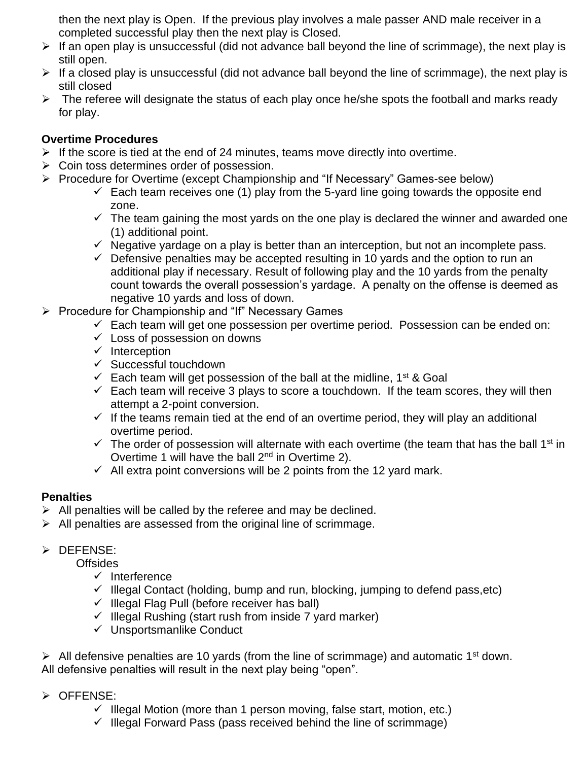then the next play is Open. If the previous play involves a male passer AND male receiver in a completed successful play then the next play is Closed.

- If an open play is unsuccessful (did not advance ball beyond the line of scrimmage), the next play is still open.
- If a closed play is unsuccessful (did not advance ball beyond the line of scrimmage), the next play is still closed
- The referee will designate the status of each play once he/she spots the football and marks ready for play.

**Overtime Procedures**

- If the score is tied at the end of 24 minutes, teams move directly into overtime.
- Coin toss determines order of possession.
- Procedure for Overtime (except Championship and “If Necessary” Games-see below)
  - Each team receives one (1) play from the 5-yard line going towards the opposite end zone.
  - The team gaining the most yards on the one play is declared the winner and awarded one (1) additional point.
  - Negative yardage on a play is better than an interception, but not an incomplete pass.
  - Defensive penalties may be accepted resulting in 10 yards and the option to run an additional play if necessary. Result of following play and the 10 yards from the penalty count towards the overall possession’s yardage. A penalty on the offense is deemed as negative 10 yards and loss of down.
- Procedure for Championship and “If” Necessary Games
  - Each team will get one possession per overtime period. Possession can be ended on:
  - Loss of possession on downs
  - Interception
  - Successful touchdown
  - Each team will get possession of the ball at the midline, 1st & Goal
  - Each team will receive 3 plays to score a touchdown. If the team scores, they will then attempt a 2-point conversion.
  - If the teams remain tied at the end of an overtime period, they will play an additional overtime period.
  - The order of possession will alternate with each overtime (the team that has the ball 1st in Overtime 1 will have the ball 2nd in Overtime 2).
  - All extra point conversions will be 2 points from the 12 yard mark.

**Penalties**

- All penalties will be called by the referee and may be declined.
- All penalties are assessed from the original line of scrimmage.

- DEFENSE:
  Offsides
  - Interference
  - Illegal Contact (holding, bump and run, blocking, jumping to defend pass,etc)
  - Illegal Flag Pull (before receiver has ball)
  - Illegal Rushing (start rush from inside 7 yard marker)
  - Unsportsmanlike Conduct

- All defensive penalties are 10 yards (from the line of scrimmage) and automatic 1st down.

All defensive penalties will result in the next play being “open”.

- OFFENSE:
  - Illegal Motion (more than 1 person moving, false start, motion, etc.)
  - Illegal Forward Pass (pass received behind the line of scrimmage)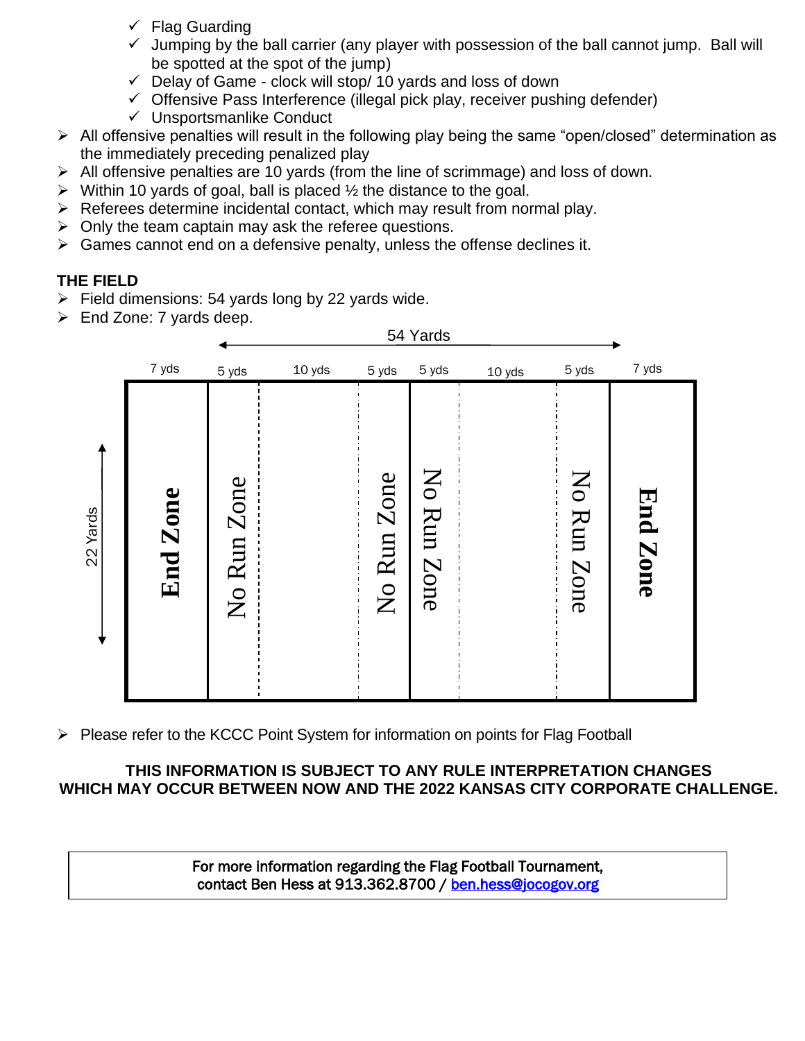- ✓ Flag Guarding
- ✓ Jumping by the ball carrier (any player with possession of the ball cannot jump. Ball will be spotted at the spot of the jump)
- ✓ Delay of Game - clock will stop/ 10 yards and loss of down
- ✓ Offensive Pass Interference (illegal pick play, receiver pushing defender)
- ✓ Unsportsmanlike Conduct

- All offensive penalties will result in the following play being the same "open/closed" determination as the immediately preceding penalized play
- All offensive penalties are 10 yards (from the line of scrimmage) and loss of down.
- Within 10 yards of goal, ball is placed ½ the distance to the goal.
- Referees determine incidental contact, which may result from normal play.
- Only the team captain may ask the referee questions.
- Games cannot end on a defensive penalty, unless the offense declines it.

**THE FIELD**

- Field dimensions: 54 yards long by 22 yards wide.
- End Zone: 7 yards deep.

54 Yards

7 yds
5 yds
10 yds
5 yds
5 yds
10 yds
5 yds
7 yds

22 Yards

End Zone
No Run Zone
No Run Zone
No Run Zone
No Run Zone
End Zone

- Please refer to the KCCC Point System for information on points for Flag Football

**THIS INFORMATION IS SUBJECT TO ANY RULE INTERPRETATION CHANGES WHICH MAY OCCUR BETWEEN NOW AND THE 2022 KANSAS CITY CORPORATE CHALLENGE.**

For more information regarding the Flag Football Tournament, contact Ben Hess at 913.362.8700 / ben.hess@jocogov.org